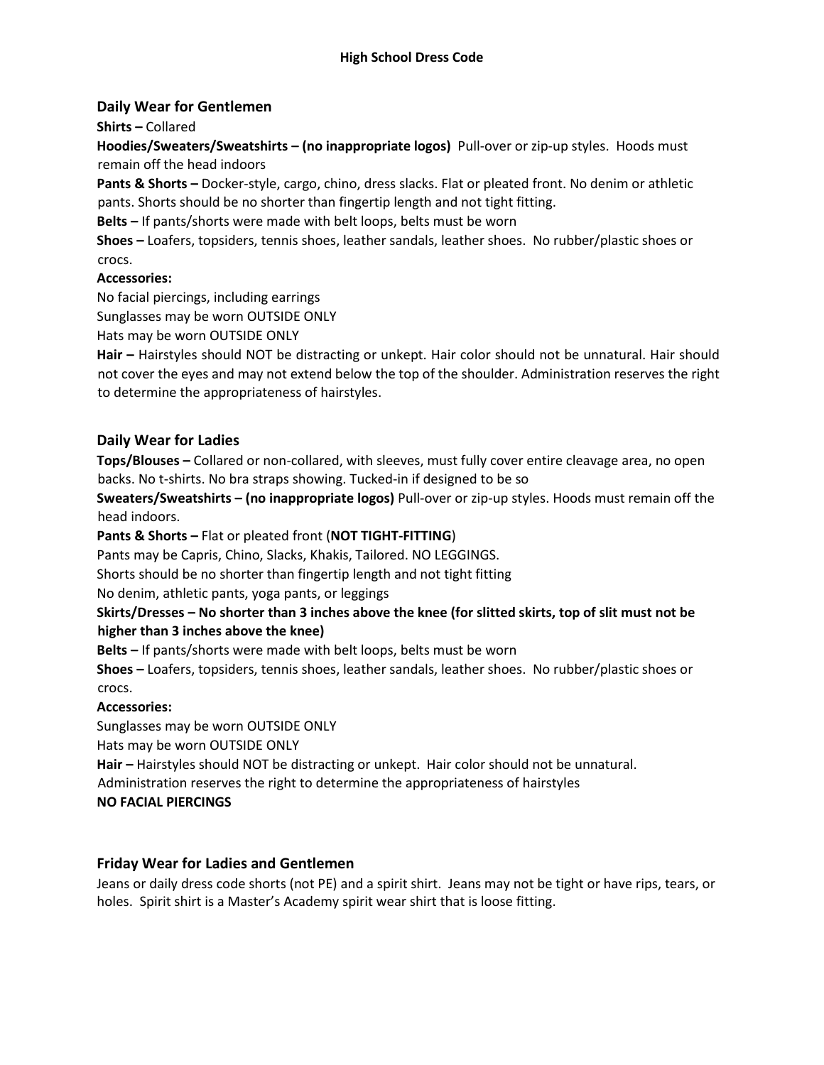# High School Dress Code

## Daily Wear for Gentlemen

**Shirts –** Collared

**Hoodies/Sweaters/Sweatshirts – (no inappropriate logos)** Pull-over or zip-up styles. Hoods must remain off the head indoors

**Pants & Shorts –** Docker-style, cargo, chino, dress slacks. Flat or pleated front. No denim or athletic pants. Shorts should be no shorter than fingertip length and not tight fitting.

**Belts –** If pants/shorts were made with belt loops, belts must be worn

**Shoes –** Loafers, topsiders, tennis shoes, leather sandals, leather shoes. No rubber/plastic shoes or crocs.

**Accessories:**

No facial piercings, including earrings

Sunglasses may be worn OUTSIDE ONLY

Hats may be worn OUTSIDE ONLY

**Hair –** Hairstyles should NOT be distracting or unkept. Hair color should not be unnatural. Hair should not cover the eyes and may not extend below the top of the shoulder. Administration reserves the right to determine the appropriateness of hairstyles.

## Daily Wear for Ladies

**Tops/Blouses –** Collared or non-collared, with sleeves, must fully cover entire cleavage area, no open backs. No t-shirts. No bra straps showing. Tucked-in if designed to be so

**Sweaters/Sweatshirts – (no inappropriate logos)** Pull-over or zip-up styles. Hoods must remain off the head indoors.

**Pants & Shorts –** Flat or pleated front (**NOT TIGHT-FITTING**)

Pants may be Capris, Chino, Slacks, Khakis, Tailored. NO LEGGINGS.

Shorts should be no shorter than fingertip length and not tight fitting

No denim, athletic pants, yoga pants, or leggings

**Skirts/Dresses – No shorter than 3 inches above the knee (for slitted skirts, top of slit must not be higher than 3 inches above the knee)**

**Belts –** If pants/shorts were made with belt loops, belts must be worn

**Shoes –** Loafers, topsiders, tennis shoes, leather sandals, leather shoes. No rubber/plastic shoes or crocs.

**Accessories:**

Sunglasses may be worn OUTSIDE ONLY

Hats may be worn OUTSIDE ONLY

**Hair –** Hairstyles should NOT be distracting or unkept. Hair color should not be unnatural. Administration reserves the right to determine the appropriateness of hairstyles

**NO FACIAL PIERCINGS**

## Friday Wear for Ladies and Gentlemen

Jeans or daily dress code shorts (not PE) and a spirit shirt. Jeans may not be tight or have rips, tears, or holes. Spirit shirt is a Master's Academy spirit wear shirt that is loose fitting.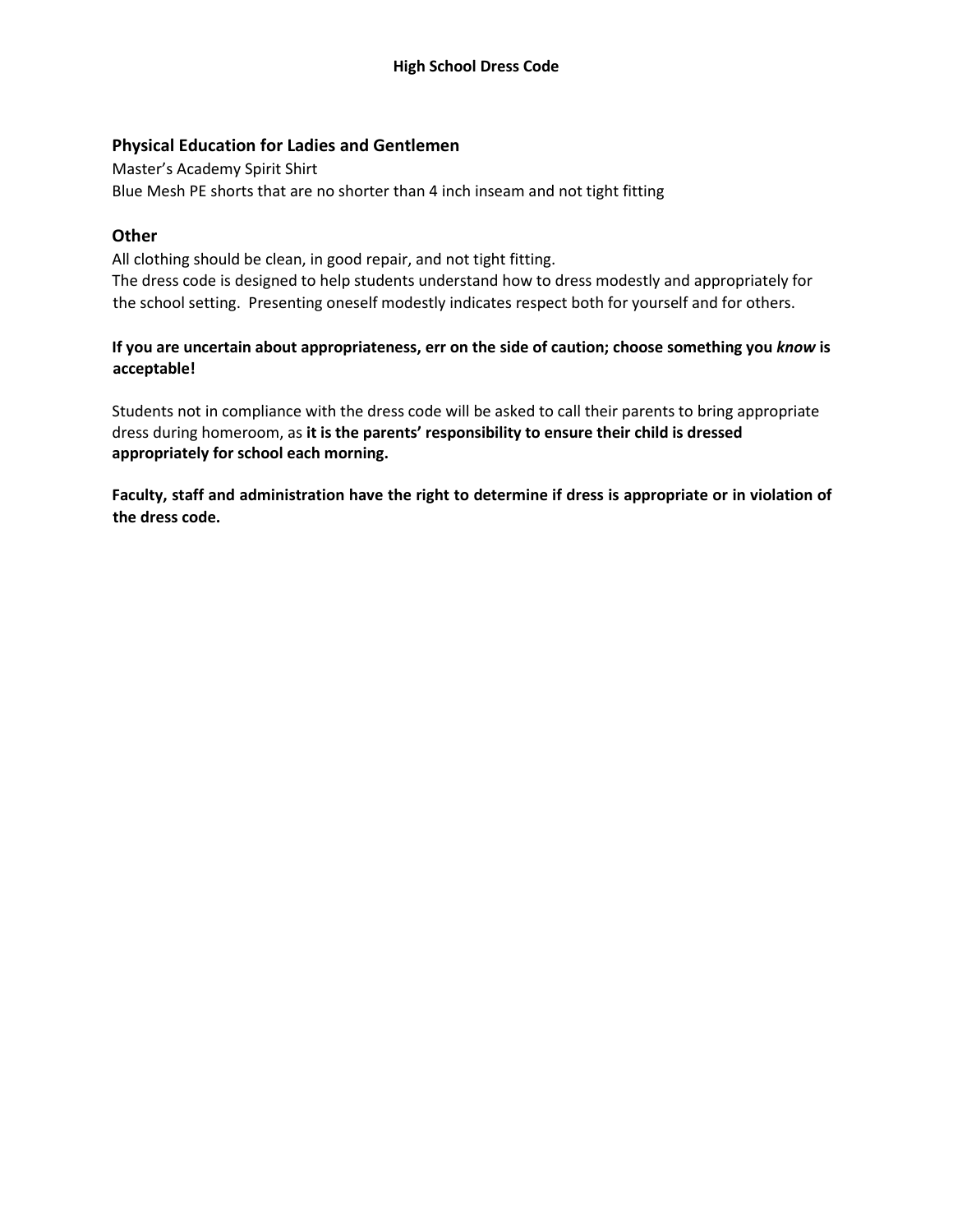## Physical Education for Ladies and Gentlemen

Master's Academy Spirit Shirt
Blue Mesh PE shorts that are no shorter than 4 inch inseam and not tight fitting

## Other

All clothing should be clean, in good repair, and not tight fitting.
The dress code is designed to help students understand how to dress modestly and appropriately for the school setting. Presenting oneself modestly indicates respect both for yourself and for others.

**If you are uncertain about appropriateness, err on the side of caution; choose something you *know* is acceptable!**

Students not in compliance with the dress code will be asked to call their parents to bring appropriate dress during homeroom, as **it is the parents' responsibility to ensure their child is dressed appropriately for school each morning.**

**Faculty, staff and administration have the right to determine if dress is appropriate or in violation of the dress code.**